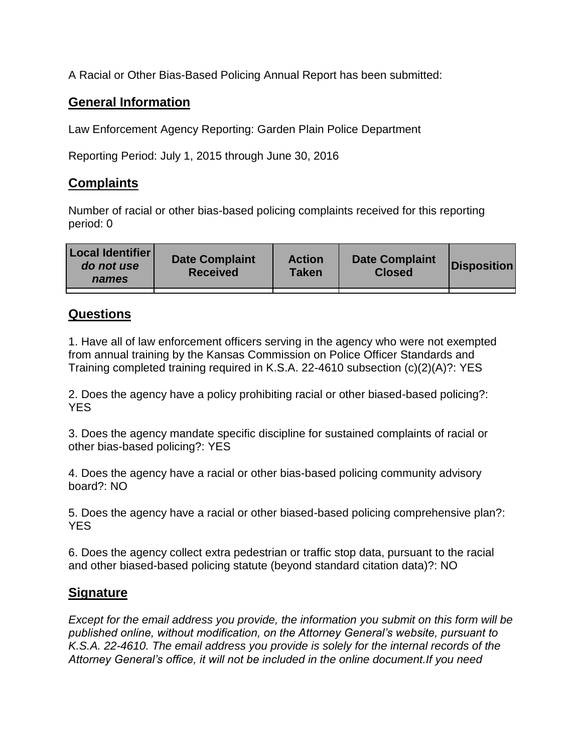A Racial or Other Bias-Based Policing Annual Report has been submitted:

## General Information

Law Enforcement Agency Reporting: Garden Plain Police Department

Reporting Period: July 1, 2015 through June 30, 2016

## Complaints

Number of racial or other bias-based policing complaints received for this reporting period: 0

| **Local Identifier** ***do not use names*** | **Date Complaint Received** | **Action Taken** | **Date Complaint Closed** | **Disposition** |
|---|---|---|---|---|
| | | | | |

## Questions

1. Have all of law enforcement officers serving in the agency who were not exempted from annual training by the Kansas Commission on Police Officer Standards and Training completed training required in K.S.A. 22-4610 subsection (c)(2)(A)?: YES

2. Does the agency have a policy prohibiting racial or other biased-based policing?: YES

3. Does the agency mandate specific discipline for sustained complaints of racial or other bias-based policing?: YES

4. Does the agency have a racial or other bias-based policing community advisory board?: NO

5. Does the agency have a racial or other biased-based policing comprehensive plan?: YES

6. Does the agency collect extra pedestrian or traffic stop data, pursuant to the racial and other biased-based policing statute (beyond standard citation data)?: NO

## Signature

*Except for the email address you provide, the information you submit on this form will be published online, without modification, on the Attorney General's website, pursuant to K.S.A. 22-4610. The email address you provide is solely for the internal records of the Attorney General's office, it will not be included in the online document.If you need*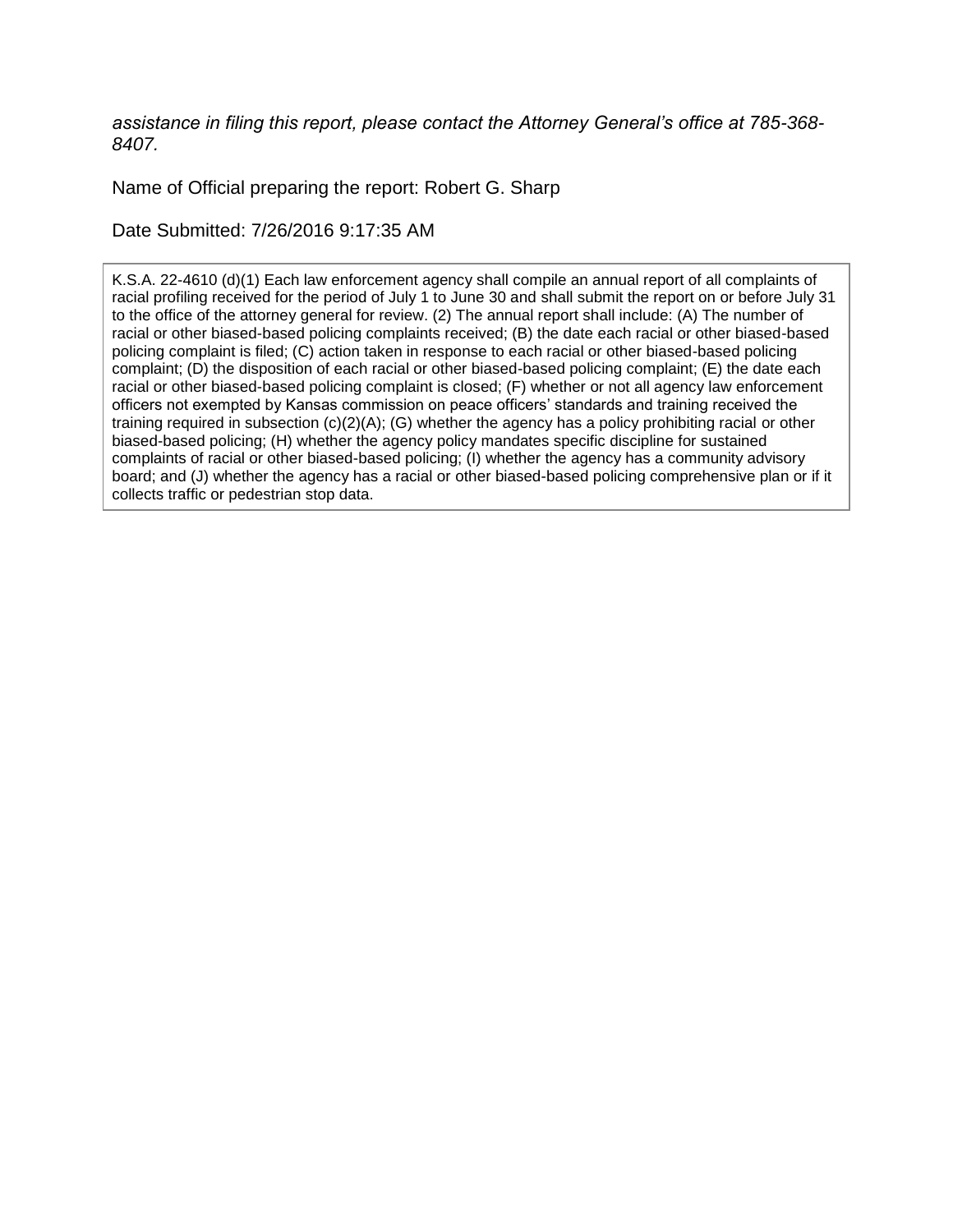*assistance in filing this report, please contact the Attorney General's office at 785-368-8407.*

Name of Official preparing the report: Robert G. Sharp

Date Submitted: 7/26/2016 9:17:35 AM

K.S.A. 22-4610 (d)(1) Each law enforcement agency shall compile an annual report of all complaints of racial profiling received for the period of July 1 to June 30 and shall submit the report on or before July 31 to the office of the attorney general for review. (2) The annual report shall include: (A) The number of racial or other biased-based policing complaints received; (B) the date each racial or other biased-based policing complaint is filed; (C) action taken in response to each racial or other biased-based policing complaint; (D) the disposition of each racial or other biased-based policing complaint; (E) the date each racial or other biased-based policing complaint is closed; (F) whether or not all agency law enforcement officers not exempted by Kansas commission on peace officers' standards and training received the training required in subsection (c)(2)(A); (G) whether the agency has a policy prohibiting racial or other biased-based policing; (H) whether the agency policy mandates specific discipline for sustained complaints of racial or other biased-based policing; (I) whether the agency has a community advisory board; and (J) whether the agency has a racial or other biased-based policing comprehensive plan or if it collects traffic or pedestrian stop data.